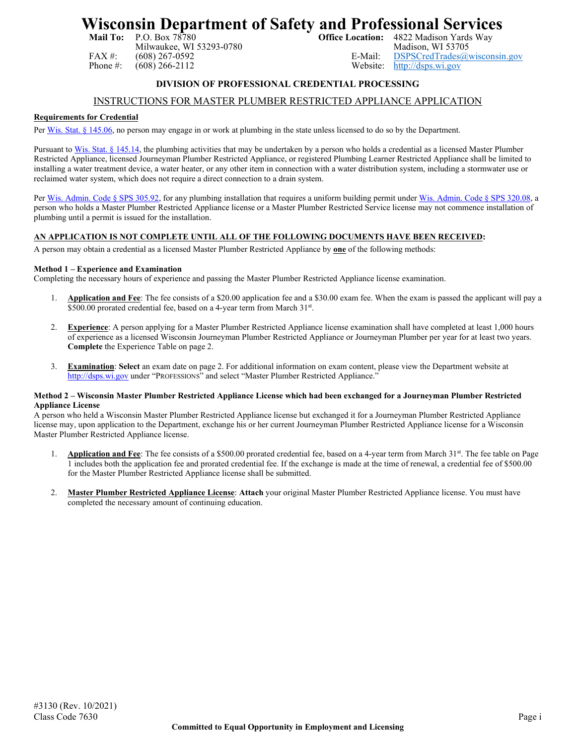# Wisconsin Department of Safety and Professional Services

**Mail To:** P.O. Box 78780
Milwaukee, WI 53293-0780
FAX #: (608) 267-0592
Phone #: (608) 266-2112

**Office Location:** 4822 Madison Yards Way
Madison, WI 53705
E-Mail: DSPSCredTrades@wisconsin.gov
Website: http://dsps.wi.gov

**DIVISION OF PROFESSIONAL CREDENTIAL PROCESSING**

## INSTRUCTIONS FOR MASTER PLUMBER RESTRICTED APPLIANCE APPLICATION

**Requirements for Credential**

Per Wis. Stat. § 145.06, no person may engage in or work at plumbing in the state unless licensed to do so by the Department.

Pursuant to Wis. Stat. § 145.14, the plumbing activities that may be undertaken by a person who holds a credential as a licensed Master Plumber Restricted Appliance, licensed Journeyman Plumber Restricted Appliance, or registered Plumbing Learner Restricted Appliance shall be limited to installing a water treatment device, a water heater, or any other item in connection with a water distribution system, including a stormwater use or reclaimed water system, which does not require a direct connection to a drain system.

Per Wis. Admin. Code § SPS 305.92, for any plumbing installation that requires a uniform building permit under Wis. Admin. Code § SPS 320.08, a person who holds a Master Plumber Restricted Appliance license or a Master Plumber Restricted Service license may not commence installation of plumbing until a permit is issued for the installation.

**AN APPLICATION IS NOT COMPLETE UNTIL ALL OF THE FOLLOWING DOCUMENTS HAVE BEEN RECEIVED:**

A person may obtain a credential as a licensed Master Plumber Restricted Appliance by **one** of the following methods:

**Method 1 – Experience and Examination**

Completing the necessary hours of experience and passing the Master Plumber Restricted Appliance license examination.

1. **Application and Fee**: The fee consists of a $20.00 application fee and a $30.00 exam fee. When the exam is passed the applicant will pay a $500.00 prorated credential fee, based on a 4-year term from March 31st.

2. **Experience**: A person applying for a Master Plumber Restricted Appliance license examination shall have completed at least 1,000 hours of experience as a licensed Wisconsin Journeyman Plumber Restricted Appliance or Journeyman Plumber per year for at least two years. **Complete** the Experience Table on page 2.

3. **Examination**: **Select** an exam date on page 2. For additional information on exam content, please view the Department website at http://dsps.wi.gov under "PROFESSIONS" and select "Master Plumber Restricted Appliance."

**Method 2 – Wisconsin Master Plumber Restricted Appliance License which had been exchanged for a Journeyman Plumber Restricted Appliance License**

A person who held a Wisconsin Master Plumber Restricted Appliance license but exchanged it for a Journeyman Plumber Restricted Appliance license may, upon application to the Department, exchange his or her current Journeyman Plumber Restricted Appliance license for a Wisconsin Master Plumber Restricted Appliance license.

1. **Application and Fee**: The fee consists of a $500.00 prorated credential fee, based on a 4-year term from March 31st. The fee table on Page 1 includes both the application fee and prorated credential fee. If the exchange is made at the time of renewal, a credential fee of $500.00 for the Master Plumber Restricted Appliance license shall be submitted.

2. **Master Plumber Restricted Appliance License**: **Attach** your original Master Plumber Restricted Appliance license. You must have completed the necessary amount of continuing education.

#3130 (Rev. 10/2021)
Class Code 7630

**Committed to Equal Opportunity in Employment and Licensing**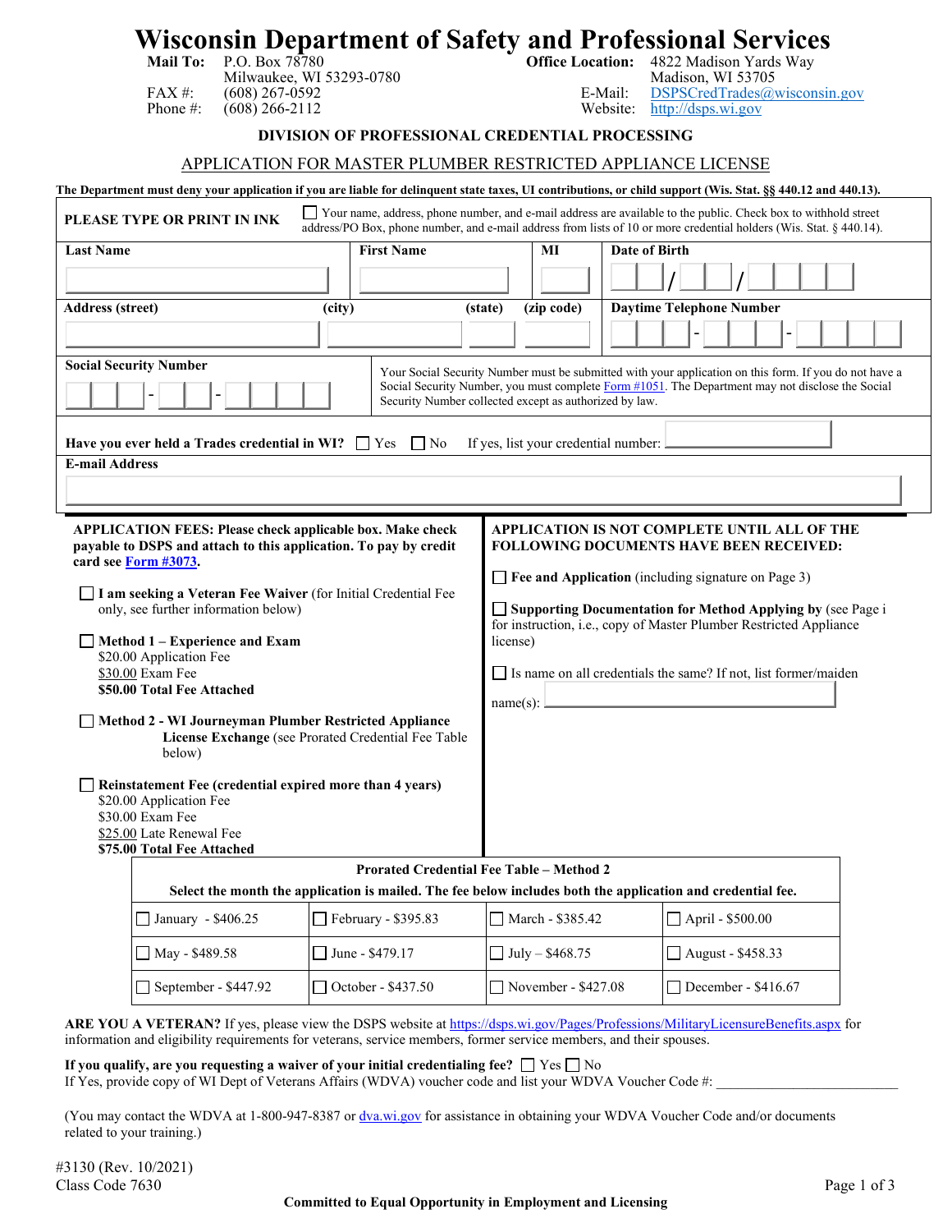# Wisconsin Department of Safety and Professional Services

**Mail To:** P.O. Box 78780
Milwaukee, WI 53293-0780
FAX #: (608) 267-0592
Phone #: (608) 266-2112

**Office Location:** 4822 Madison Yards Way
Madison, WI 53705
E-Mail: DSPSCredTrades@wisconsin.gov
Website: http://dsps.wi.gov

### DIVISION OF PROFESSIONAL CREDENTIAL PROCESSING

## APPLICATION FOR MASTER PLUMBER RESTRICTED APPLIANCE LICENSE

**The Department must deny your application if you are liable for delinquent state taxes, UI contributions, or child support (Wis. Stat. §§ 440.12 and 440.13).**

**PLEASE TYPE OR PRINT IN INK** ☐ Your name, address, phone number, and e-mail address are available to the public. Check box to withhold street address/PO Box, phone number, and e-mail address from lists of 10 or more credential holders (Wis. Stat. § 440.14).

| Last Name | First Name | MI | Date of Birth |
|---|---|---|---|
| | | | ___ / ___ / ______ |

| Address (street) | (city) | (state) | (zip code) | Daytime Telephone Number |
|---|---|---|---|---|
| | | | | ___-___-____ |

**Social Security Number** ___-__-____

Your Social Security Number must be submitted with your application on this form. If you do not have a Social Security Number, you must complete Form #1051. The Department may not disclose the Social Security Number collected except as authorized by law.

**Have you ever held a Trades credential in WI?** ☐ Yes ☐ No If yes, list your credential number: ______

**E-mail Address** ______

**APPLICATION FEES: Please check applicable box. Make check payable to DSPS and attach to this application. To pay by credit card see Form #3073.**

☐ **I am seeking a Veteran Fee Waiver** (for Initial Credential Fee only, see further information below)

☐ **Method 1 – Experience and Exam**
$20.00 Application Fee
$30.00 Exam Fee
**$50.00 Total Fee Attached**

☐ **Method 2 - WI Journeyman Plumber Restricted Appliance License Exchange** (see Prorated Credential Fee Table below)

☐ **Reinstatement Fee (credential expired more than 4 years)**
$20.00 Application Fee
$30.00 Exam Fee
$25.00 Late Renewal Fee
**$75.00 Total Fee Attached**

**APPLICATION IS NOT COMPLETE UNTIL ALL OF THE FOLLOWING DOCUMENTS HAVE BEEN RECEIVED:**

☐ **Fee and Application** (including signature on Page 3)

☐ **Supporting Documentation for Method Applying by** (see Page i for instruction, i.e., copy of Master Plumber Restricted Appliance license)

☐ Is name on all credentials the same? If not, list former/maiden name(s): ______

**Prorated Credential Fee Table – Method 2**

**Select the month the application is mailed. The fee below includes both the application and credential fee.**

| | | | |
|---|---|---|---|
| ☐ January - $406.25 | ☐ February - $395.83 | ☐ March - $385.42 | ☐ April - $500.00 |
| ☐ May - $489.58 | ☐ June - $479.17 | ☐ July – $468.75 | ☐ August - $458.33 |
| ☐ September - $447.92 | ☐ October - $437.50 | ☐ November - $427.08 | ☐ December - $416.67 |

**ARE YOU A VETERAN?** If yes, please view the DSPS website at https://dsps.wi.gov/Pages/Professions/MilitaryLicensureBenefits.aspx for information and eligibility requirements for veterans, service members, former service members, and their spouses.

**If you qualify, are you requesting a waiver of your initial credentialing fee?** ☐ Yes ☐ No
If Yes, provide copy of WI Dept of Veterans Affairs (WDVA) voucher code and list your WDVA Voucher Code #: ________________________

(You may contact the WDVA at 1-800-947-8387 or dva.wi.gov for assistance in obtaining your WDVA Voucher Code and/or documents related to your training.)

#3130 (Rev. 10/2021)
Class Code 7630

**Committed to Equal Opportunity in Employment and Licensing**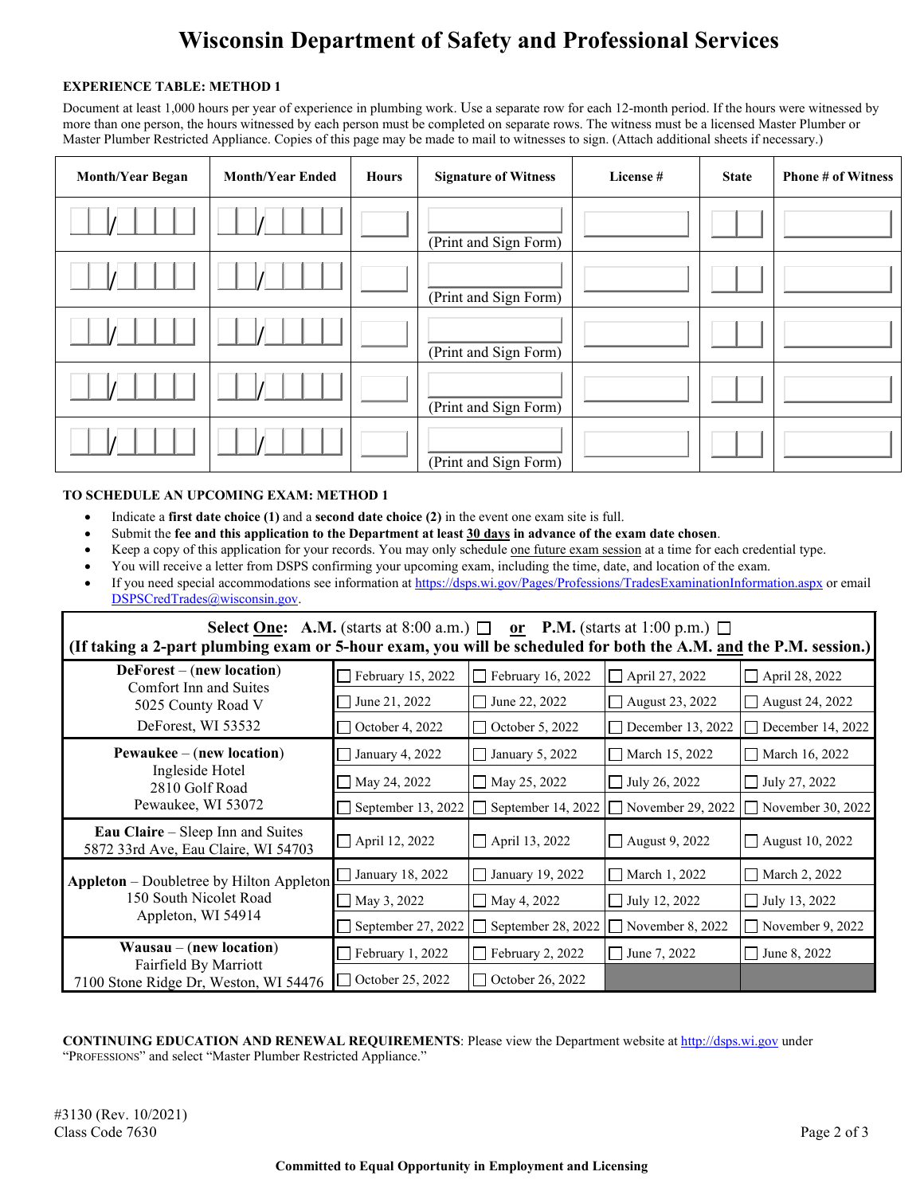# Wisconsin Department of Safety and Professional Services

**EXPERIENCE TABLE: METHOD 1**

Document at least 1,000 hours per year of experience in plumbing work. Use a separate row for each 12-month period. If the hours were witnessed by more than one person, the hours witnessed by each person must be completed on separate rows. The witness must be a licensed Master Plumber or Master Plumber Restricted Appliance. Copies of this page may be made to mail to witnesses to sign. (Attach additional sheets if necessary.)

| Month/Year Began | Month/Year Ended | Hours | Signature of Witness | License # | State | Phone # of Witness |
|---|---|---|---|---|---|---|
| __/____ | __/____ | | (Print and Sign Form) | | | |
| __/____ | __/____ | | (Print and Sign Form) | | | |
| __/____ | __/____ | | (Print and Sign Form) | | | |
| __/____ | __/____ | | (Print and Sign Form) | | | |
| __/____ | __/____ | | (Print and Sign Form) | | | |

**TO SCHEDULE AN UPCOMING EXAM: METHOD 1**

- Indicate a **first date choice (1)** and a **second date choice (2)** in the event one exam site is full.
- Submit the **fee and this application to the Department at least 30 days in advance of the exam date chosen**.
- Keep a copy of this application for your records. You may only schedule one future exam session at a time for each credential type.
- You will receive a letter from DSPS confirming your upcoming exam, including the time, date, and location of the exam.
- If you need special accommodations see information at https://dsps.wi.gov/Pages/Professions/TradesExaminationInformation.aspx or email DSPSCredTrades@wisconsin.gov.

**Select One: A.M.** (starts at 8:00 a.m.) ☐ **or P.M.** (starts at 1:00 p.m.) ☐
**(If taking a 2-part plumbing exam or 5-hour exam, you will be scheduled for both the A.M. and the P.M. session.)**

| Location | | | | |
|---|---|---|---|---|
| **DeForest** – (**new location**) Comfort Inn and Suites, 5025 County Road V, DeForest, WI 53532 | ☐ February 15, 2022 | ☐ February 16, 2022 | ☐ April 27, 2022 | ☐ April 28, 2022 |
| | ☐ June 21, 2022 | ☐ June 22, 2022 | ☐ August 23, 2022 | ☐ August 24, 2022 |
| | ☐ October 4, 2022 | ☐ October 5, 2022 | ☐ December 13, 2022 | ☐ December 14, 2022 |
| **Pewaukee** – (**new location**) Ingleside Hotel, 2810 Golf Road, Pewaukee, WI 53072 | ☐ January 4, 2022 | ☐ January 5, 2022 | ☐ March 15, 2022 | ☐ March 16, 2022 |
| | ☐ May 24, 2022 | ☐ May 25, 2022 | ☐ July 26, 2022 | ☐ July 27, 2022 |
| | ☐ September 13, 2022 | ☐ September 14, 2022 | ☐ November 29, 2022 | ☐ November 30, 2022 |
| **Eau Claire** – Sleep Inn and Suites, 5872 33rd Ave, Eau Claire, WI 54703 | ☐ April 12, 2022 | ☐ April 13, 2022 | ☐ August 9, 2022 | ☐ August 10, 2022 |
| **Appleton** – Doubletree by Hilton Appleton, 150 South Nicolet Road, Appleton, WI 54914 | ☐ January 18, 2022 | ☐ January 19, 2022 | ☐ March 1, 2022 | ☐ March 2, 2022 |
| | ☐ May 3, 2022 | ☐ May 4, 2022 | ☐ July 12, 2022 | ☐ July 13, 2022 |
| | ☐ September 27, 2022 | ☐ September 28, 2022 | ☐ November 8, 2022 | ☐ November 9, 2022 |
| **Wausau** – (**new location**) Fairfield By Marriott, 7100 Stone Ridge Dr, Weston, WI 54476 | ☐ February 1, 2022 | ☐ February 2, 2022 | ☐ June 7, 2022 | ☐ June 8, 2022 |
| | ☐ October 25, 2022 | ☐ October 26, 2022 | | |

**CONTINUING EDUCATION AND RENEWAL REQUIREMENTS**: Please view the Department website at http://dsps.wi.gov under "PROFESSIONS" and select "Master Plumber Restricted Appliance."

#3130 (Rev. 10/2021)
Class Code 7630

**Committed to Equal Opportunity in Employment and Licensing**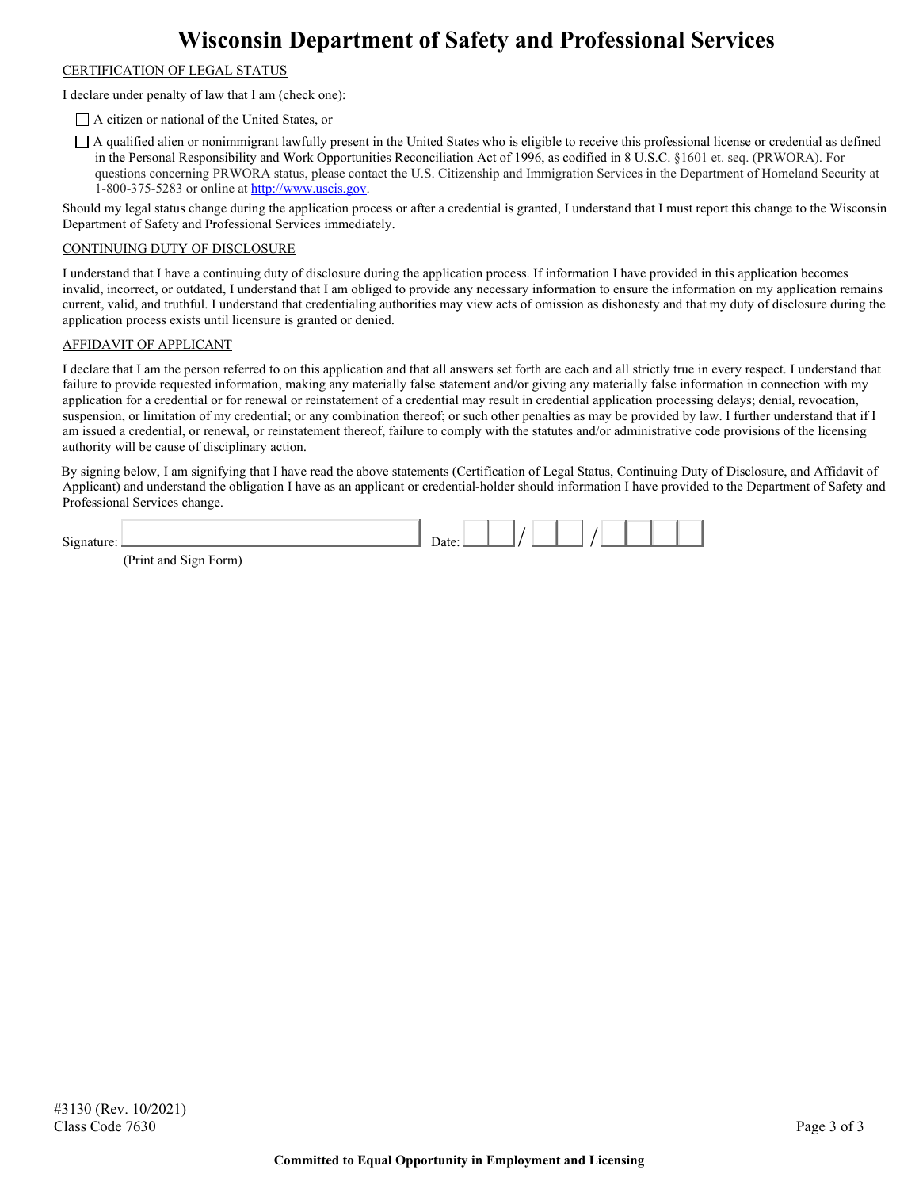# Wisconsin Department of Safety and Professional Services

CERTIFICATION OF LEGAL STATUS

I declare under penalty of law that I am (check one):

- ☐ A citizen or national of the United States, or
- ☐ A qualified alien or nonimmigrant lawfully present in the United States who is eligible to receive this professional license or credential as defined in the Personal Responsibility and Work Opportunities Reconciliation Act of 1996, as codified in 8 U.S.C. §1601 et. seq. (PRWORA). For questions concerning PRWORA status, please contact the U.S. Citizenship and Immigration Services in the Department of Homeland Security at 1-800-375-5283 or online at http://www.uscis.gov.

Should my legal status change during the application process or after a credential is granted, I understand that I must report this change to the Wisconsin Department of Safety and Professional Services immediately.

CONTINUING DUTY OF DISCLOSURE

I understand that I have a continuing duty of disclosure during the application process. If information I have provided in this application becomes invalid, incorrect, or outdated, I understand that I am obliged to provide any necessary information to ensure the information on my application remains current, valid, and truthful. I understand that credentialing authorities may view acts of omission as dishonesty and that my duty of disclosure during the application process exists until licensure is granted or denied.

AFFIDAVIT OF APPLICANT

I declare that I am the person referred to on this application and that all answers set forth are each and all strictly true in every respect. I understand that failure to provide requested information, making any materially false statement and/or giving any materially false information in connection with my application for a credential or for renewal or reinstatement of a credential may result in credential application processing delays; denial, revocation, suspension, or limitation of my credential; or any combination thereof; or such other penalties as may be provided by law. I further understand that if I am issued a credential, or renewal, or reinstatement thereof, failure to comply with the statutes and/or administrative code provisions of the licensing authority will be cause of disciplinary action.

By signing below, I am signifying that I have read the above statements (Certification of Legal Status, Continuing Duty of Disclosure, and Affidavit of Applicant) and understand the obligation I have as an applicant or credential-holder should information I have provided to the Department of Safety and Professional Services change.

Signature: ______________________________ Date: ___ / ___ / _____

(Print and Sign Form)

#3130 (Rev. 10/2021)
Class Code 7630

**Committed to Equal Opportunity in Employment and Licensing**